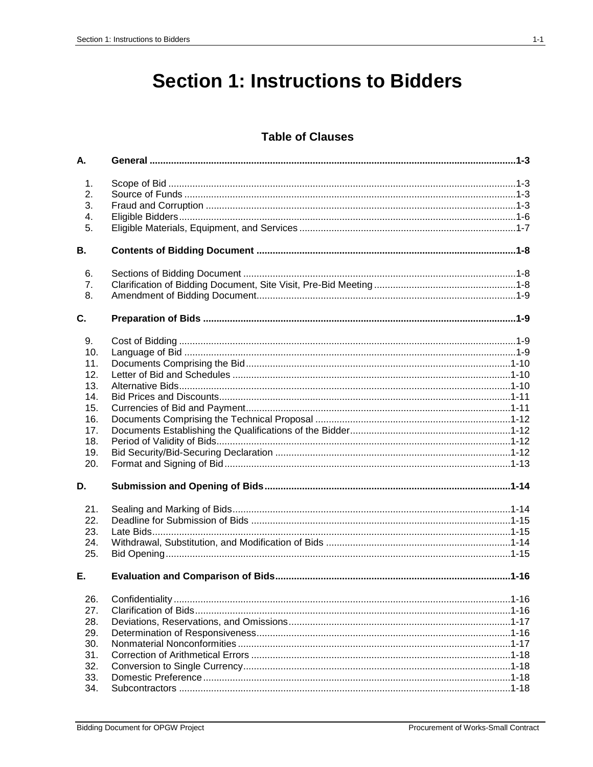# Section 1: Instructions to Bidders

## Table of Clauses

| | | |
|---|---|---|
| **A.** | **General** | **1-3** |
| 1. | Scope of Bid | 1-3 |
| 2. | Source of Funds | 1-3 |
| 3. | Fraud and Corruption | 1-3 |
| 4. | Eligible Bidders | 1-6 |
| 5. | Eligible Materials, Equipment, and Services | 1-7 |
| **B.** | **Contents of Bidding Document** | **1-8** |
| 6. | Sections of Bidding Document | 1-8 |
| 7. | Clarification of Bidding Document, Site Visit, Pre-Bid Meeting | 1-8 |
| 8. | Amendment of Bidding Document | 1-9 |
| **C.** | **Preparation of Bids** | **1-9** |
| 9. | Cost of Bidding | 1-9 |
| 10. | Language of Bid | 1-9 |
| 11. | Documents Comprising the Bid | 1-10 |
| 12. | Letter of Bid and Schedules | 1-10 |
| 13. | Alternative Bids | 1-10 |
| 14. | Bid Prices and Discounts | 1-11 |
| 15. | Currencies of Bid and Payment | 1-11 |
| 16. | Documents Comprising the Technical Proposal | 1-12 |
| 17. | Documents Establishing the Qualifications of the Bidder | 1-12 |
| 18. | Period of Validity of Bids | 1-12 |
| 19. | Bid Security/Bid-Securing Declaration | 1-12 |
| 20. | Format and Signing of Bid | 1-13 |
| **D.** | **Submission and Opening of Bids** | **1-14** |
| 21. | Sealing and Marking of Bids | 1-14 |
| 22. | Deadline for Submission of Bids | 1-15 |
| 23. | Late Bids | 1-15 |
| 24. | Withdrawal, Substitution, and Modification of Bids | 1-14 |
| 25. | Bid Opening | 1-15 |
| **E.** | **Evaluation and Comparison of Bids** | **1-16** |
| 26. | Confidentiality | 1-16 |
| 27. | Clarification of Bids | 1-16 |
| 28. | Deviations, Reservations, and Omissions | 1-17 |
| 29. | Determination of Responsiveness | 1-16 |
| 30. | Nonmaterial Nonconformities | 1-17 |
| 31. | Correction of Arithmetical Errors | 1-18 |
| 32. | Conversion to Single Currency | 1-18 |
| 33. | Domestic Preference | 1-18 |
| 34. | Subcontractors | 1-18 |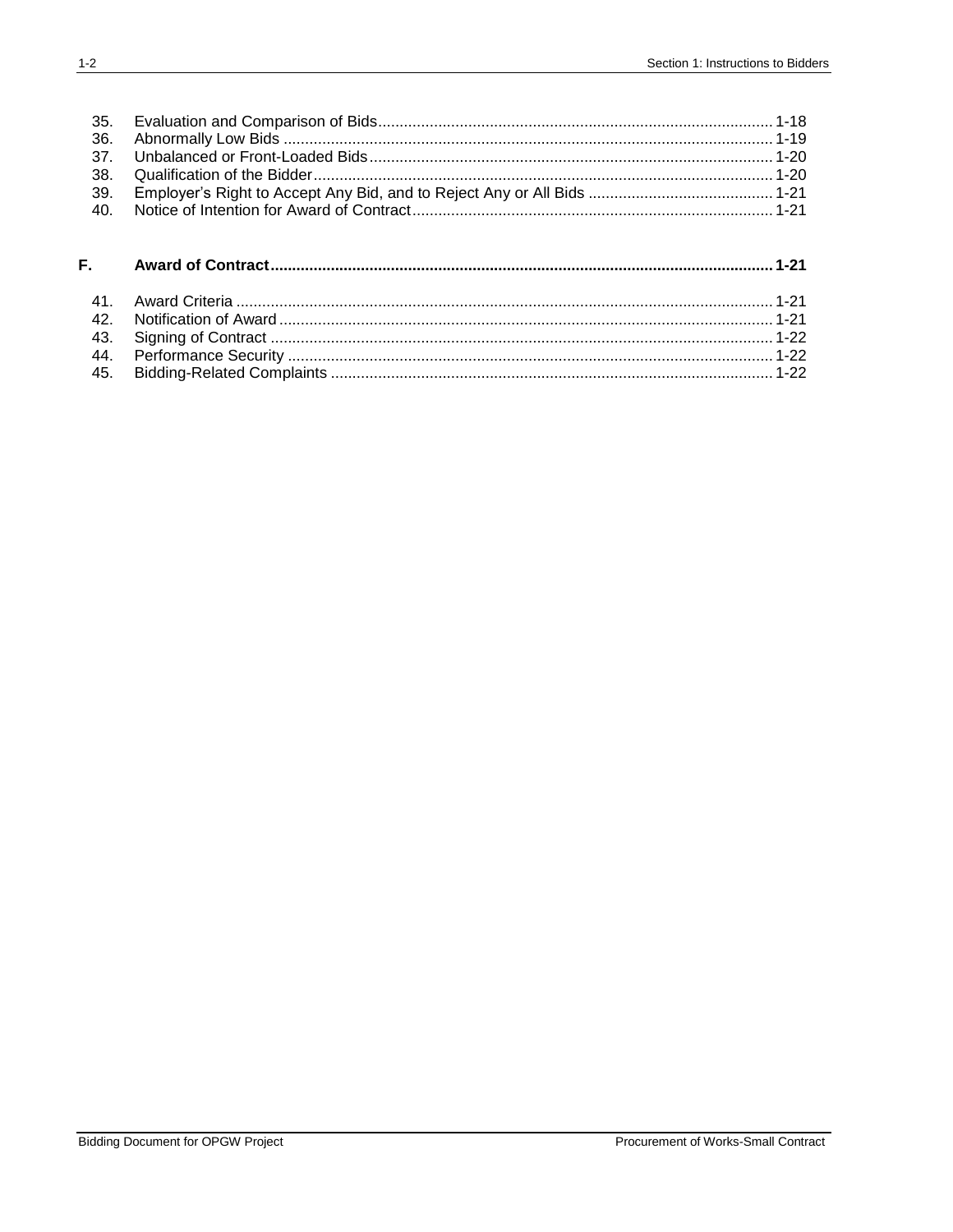35. Evaluation and Comparison of Bids........................................................................................... 1-18
36. Abnormally Low Bids ................................................................................................................. 1-19
37. Unbalanced or Front-Loaded Bids............................................................................................. 1-20
38. Qualification of the Bidder.......................................................................................................... 1-20
39. Employer's Right to Accept Any Bid, and to Reject Any or All Bids ........................................... 1-21
40. Notice of Intention for Award of Contract................................................................................... 1-21

**F. Award of Contract.................................................................................................................. 1-21**

41. Award Criteria ........................................................................................................................... 1-21
42. Notification of Award .................................................................................................................. 1-21
43. Signing of Contract .................................................................................................................... 1-22
44. Performance Security ................................................................................................................ 1-22
45. Bidding-Related Complaints ...................................................................................................... 1-22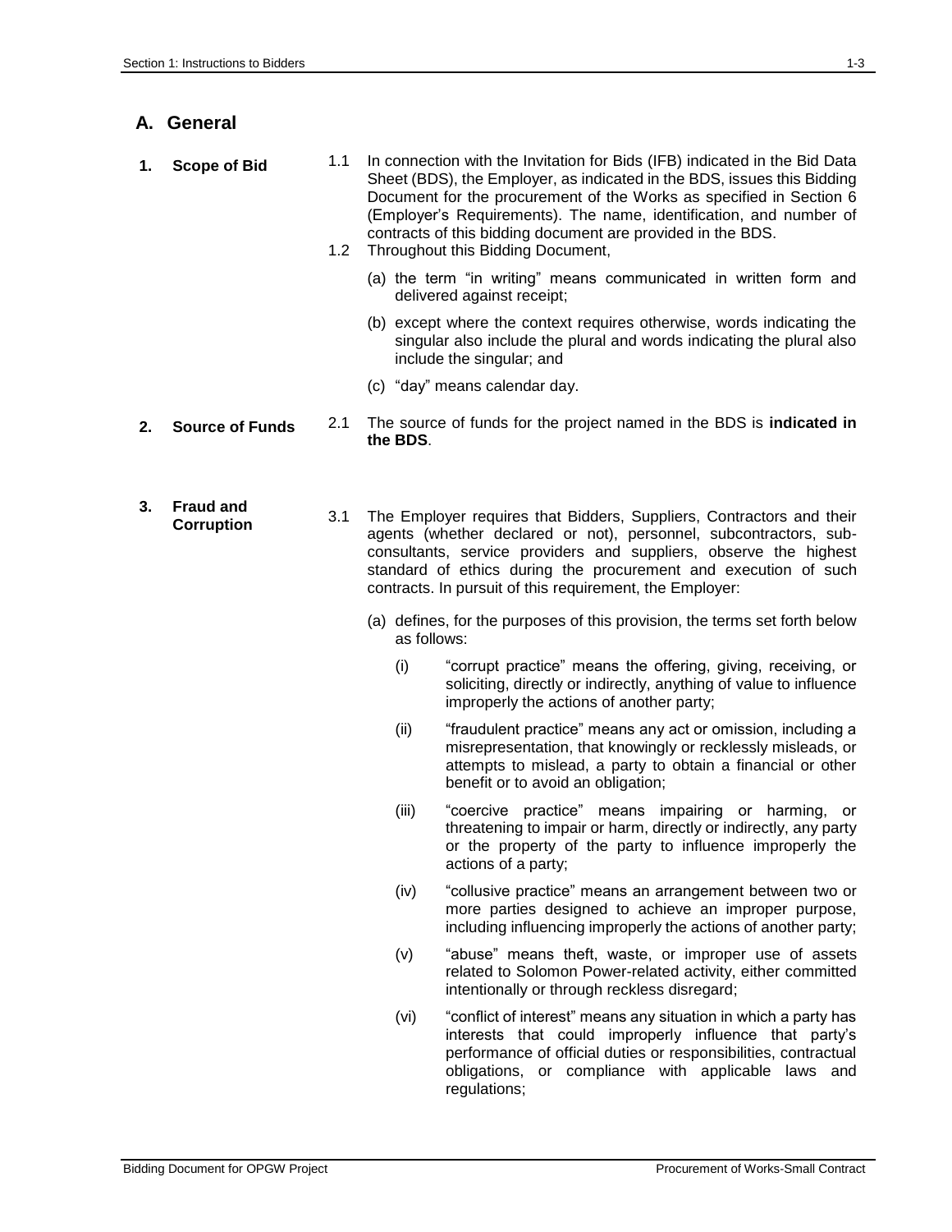## A. General

**1. Scope of Bid**

1.1 In connection with the Invitation for Bids (IFB) indicated in the Bid Data Sheet (BDS), the Employer, as indicated in the BDS, issues this Bidding Document for the procurement of the Works as specified in Section 6 (Employer's Requirements). The name, identification, and number of contracts of this bidding document are provided in the BDS.

1.2 Throughout this Bidding Document,

(a) the term "in writing" means communicated in written form and delivered against receipt;

(b) except where the context requires otherwise, words indicating the singular also include the plural and words indicating the plural also include the singular; and

(c) "day" means calendar day.

**2. Source of Funds**

2.1 The source of funds for the project named in the BDS is **indicated in the BDS**.

**3. Fraud and Corruption**

3.1 The Employer requires that Bidders, Suppliers, Contractors and their agents (whether declared or not), personnel, subcontractors, sub-consultants, service providers and suppliers, observe the highest standard of ethics during the procurement and execution of such contracts. In pursuit of this requirement, the Employer:

(a) defines, for the purposes of this provision, the terms set forth below as follows:

(i) "corrupt practice" means the offering, giving, receiving, or soliciting, directly or indirectly, anything of value to influence improperly the actions of another party;

(ii) "fraudulent practice" means any act or omission, including a misrepresentation, that knowingly or recklessly misleads, or attempts to mislead, a party to obtain a financial or other benefit or to avoid an obligation;

(iii) "coercive practice" means impairing or harming, or threatening to impair or harm, directly or indirectly, any party or the property of the party to influence improperly the actions of a party;

(iv) "collusive practice" means an arrangement between two or more parties designed to achieve an improper purpose, including influencing improperly the actions of another party;

(v) "abuse" means theft, waste, or improper use of assets related to Solomon Power-related activity, either committed intentionally or through reckless disregard;

(vi) "conflict of interest" means any situation in which a party has interests that could improperly influence that party's performance of official duties or responsibilities, contractual obligations, or compliance with applicable laws and regulations;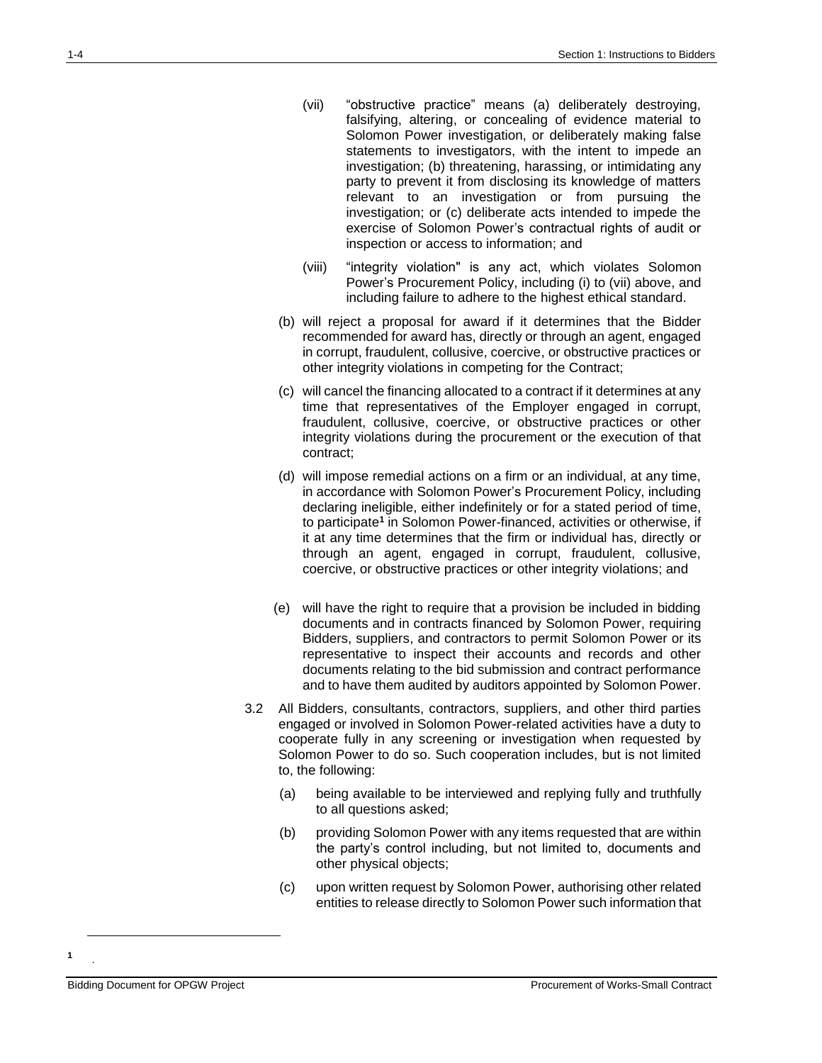(vii) "obstructive practice" means (a) deliberately destroying, falsifying, altering, or concealing of evidence material to Solomon Power investigation, or deliberately making false statements to investigators, with the intent to impede an investigation; (b) threatening, harassing, or intimidating any party to prevent it from disclosing its knowledge of matters relevant to an investigation or from pursuing the investigation; or (c) deliberate acts intended to impede the exercise of Solomon Power's contractual rights of audit or inspection or access to information; and

(viii) "integrity violation" is any act, which violates Solomon Power's Procurement Policy, including (i) to (vii) above, and including failure to adhere to the highest ethical standard.

(b) will reject a proposal for award if it determines that the Bidder recommended for award has, directly or through an agent, engaged in corrupt, fraudulent, collusive, coercive, or obstructive practices or other integrity violations in competing for the Contract;

(c) will cancel the financing allocated to a contract if it determines at any time that representatives of the Employer engaged in corrupt, fraudulent, collusive, coercive, or obstructive practices or other integrity violations during the procurement or the execution of that contract;

(d) will impose remedial actions on a firm or an individual, at any time, in accordance with Solomon Power's Procurement Policy, including declaring ineligible, either indefinitely or for a stated period of time, to participate[1] in Solomon Power-financed, activities or otherwise, if it at any time determines that the firm or individual has, directly or through an agent, engaged in corrupt, fraudulent, collusive, coercive, or obstructive practices or other integrity violations; and

(e) will have the right to require that a provision be included in bidding documents and in contracts financed by Solomon Power, requiring Bidders, suppliers, and contractors to permit Solomon Power or its representative to inspect their accounts and records and other documents relating to the bid submission and contract performance and to have them audited by auditors appointed by Solomon Power.

3.2 All Bidders, consultants, contractors, suppliers, and other third parties engaged or involved in Solomon Power-related activities have a duty to cooperate fully in any screening or investigation when requested by Solomon Power to do so. Such cooperation includes, but is not limited to, the following:

(a) being available to be interviewed and replying fully and truthfully to all questions asked;

(b) providing Solomon Power with any items requested that are within the party's control including, but not limited to, documents and other physical objects;

(c) upon written request by Solomon Power, authorising other related entities to release directly to Solomon Power such information that

[1] .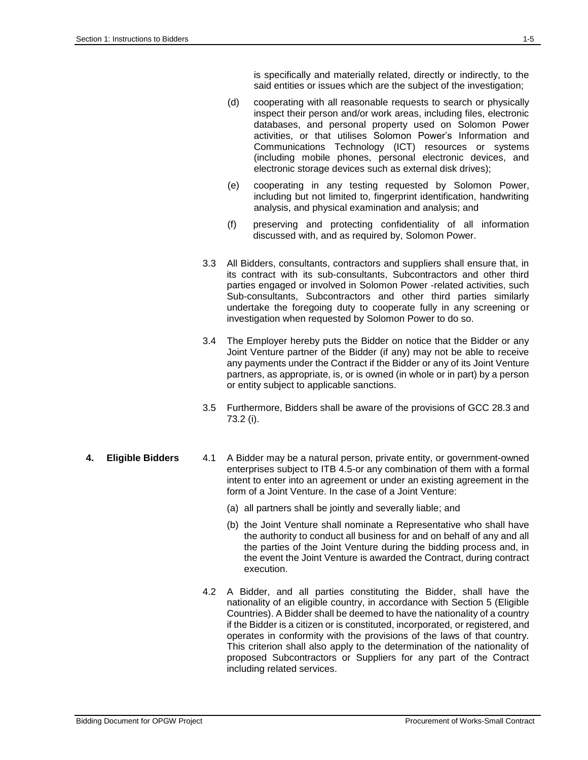is specifically and materially related, directly or indirectly, to the said entities or issues which are the subject of the investigation;

(d) cooperating with all reasonable requests to search or physically inspect their person and/or work areas, including files, electronic databases, and personal property used on Solomon Power activities, or that utilises Solomon Power's Information and Communications Technology (ICT) resources or systems (including mobile phones, personal electronic devices, and electronic storage devices such as external disk drives);

(e) cooperating in any testing requested by Solomon Power, including but not limited to, fingerprint identification, handwriting analysis, and physical examination and analysis; and

(f) preserving and protecting confidentiality of all information discussed with, and as required by, Solomon Power.

3.3 All Bidders, consultants, contractors and suppliers shall ensure that, in its contract with its sub-consultants, Subcontractors and other third parties engaged or involved in Solomon Power -related activities, such Sub-consultants, Subcontractors and other third parties similarly undertake the foregoing duty to cooperate fully in any screening or investigation when requested by Solomon Power to do so.

3.4 The Employer hereby puts the Bidder on notice that the Bidder or any Joint Venture partner of the Bidder (if any) may not be able to receive any payments under the Contract if the Bidder or any of its Joint Venture partners, as appropriate, is, or is owned (in whole or in part) by a person or entity subject to applicable sanctions.

3.5 Furthermore, Bidders shall be aware of the provisions of GCC 28.3 and 73.2 (i).

## 4. Eligible Bidders

4.1 A Bidder may be a natural person, private entity, or government-owned enterprises subject to ITB 4.5-or any combination of them with a formal intent to enter into an agreement or under an existing agreement in the form of a Joint Venture. In the case of a Joint Venture:

(a) all partners shall be jointly and severally liable; and

(b) the Joint Venture shall nominate a Representative who shall have the authority to conduct all business for and on behalf of any and all the parties of the Joint Venture during the bidding process and, in the event the Joint Venture is awarded the Contract, during contract execution.

4.2 A Bidder, and all parties constituting the Bidder, shall have the nationality of an eligible country, in accordance with Section 5 (Eligible Countries). A Bidder shall be deemed to have the nationality of a country if the Bidder is a citizen or is constituted, incorporated, or registered, and operates in conformity with the provisions of the laws of that country. This criterion shall also apply to the determination of the nationality of proposed Subcontractors or Suppliers for any part of the Contract including related services.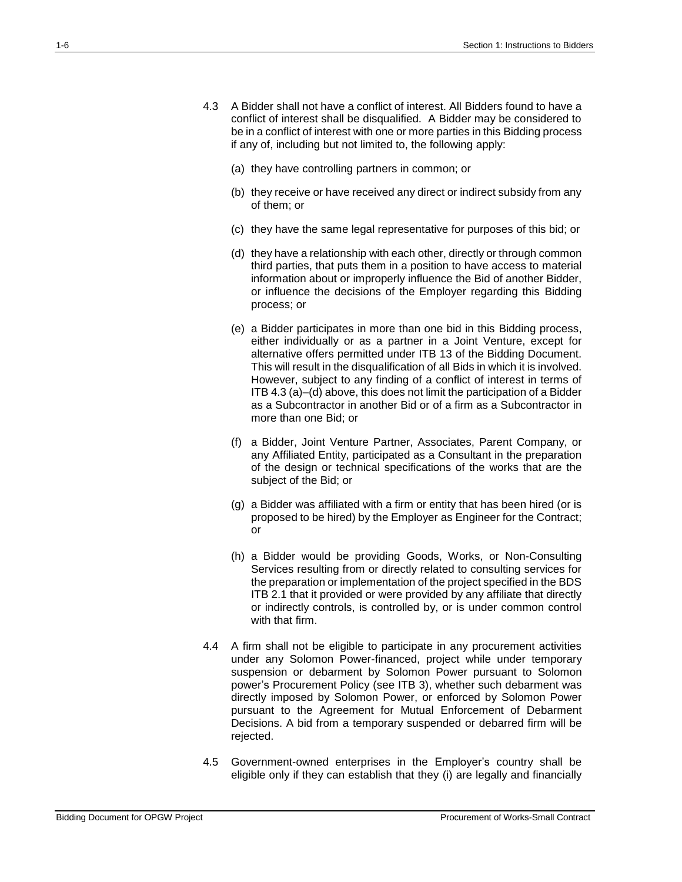4.3 A Bidder shall not have a conflict of interest. All Bidders found to have a conflict of interest shall be disqualified. A Bidder may be considered to be in a conflict of interest with one or more parties in this Bidding process if any of, including but not limited to, the following apply:

(a) they have controlling partners in common; or

(b) they receive or have received any direct or indirect subsidy from any of them; or

(c) they have the same legal representative for purposes of this bid; or

(d) they have a relationship with each other, directly or through common third parties, that puts them in a position to have access to material information about or improperly influence the Bid of another Bidder, or influence the decisions of the Employer regarding this Bidding process; or

(e) a Bidder participates in more than one bid in this Bidding process, either individually or as a partner in a Joint Venture, except for alternative offers permitted under ITB 13 of the Bidding Document. This will result in the disqualification of all Bids in which it is involved. However, subject to any finding of a conflict of interest in terms of ITB 4.3 (a)–(d) above, this does not limit the participation of a Bidder as a Subcontractor in another Bid or of a firm as a Subcontractor in more than one Bid; or

(f) a Bidder, Joint Venture Partner, Associates, Parent Company, or any Affiliated Entity, participated as a Consultant in the preparation of the design or technical specifications of the works that are the subject of the Bid; or

(g) a Bidder was affiliated with a firm or entity that has been hired (or is proposed to be hired) by the Employer as Engineer for the Contract; or

(h) a Bidder would be providing Goods, Works, or Non-Consulting Services resulting from or directly related to consulting services for the preparation or implementation of the project specified in the BDS ITB 2.1 that it provided or were provided by any affiliate that directly or indirectly controls, is controlled by, or is under common control with that firm.

4.4 A firm shall not be eligible to participate in any procurement activities under any Solomon Power-financed, project while under temporary suspension or debarment by Solomon Power pursuant to Solomon power's Procurement Policy (see ITB 3), whether such debarment was directly imposed by Solomon Power, or enforced by Solomon Power pursuant to the Agreement for Mutual Enforcement of Debarment Decisions. A bid from a temporary suspended or debarred firm will be rejected.

4.5 Government-owned enterprises in the Employer's country shall be eligible only if they can establish that they (i) are legally and financially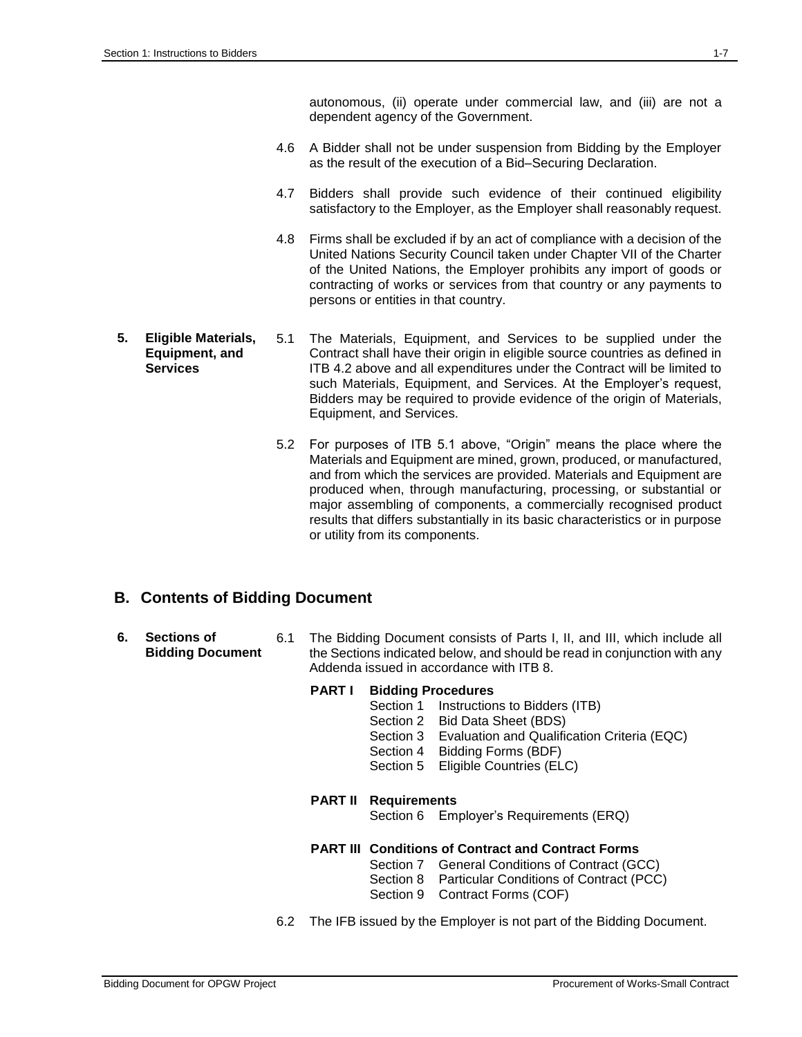autonomous, (ii) operate under commercial law, and (iii) are not a dependent agency of the Government.

4.6 A Bidder shall not be under suspension from Bidding by the Employer as the result of the execution of a Bid–Securing Declaration.

4.7 Bidders shall provide such evidence of their continued eligibility satisfactory to the Employer, as the Employer shall reasonably request.

4.8 Firms shall be excluded if by an act of compliance with a decision of the United Nations Security Council taken under Chapter VII of the Charter of the United Nations, the Employer prohibits any import of goods or contracting of works or services from that country or any payments to persons or entities in that country.

**5. Eligible Materials, Equipment, and Services**

5.1 The Materials, Equipment, and Services to be supplied under the Contract shall have their origin in eligible source countries as defined in ITB 4.2 above and all expenditures under the Contract will be limited to such Materials, Equipment, and Services. At the Employer's request, Bidders may be required to provide evidence of the origin of Materials, Equipment, and Services.

5.2 For purposes of ITB 5.1 above, "Origin" means the place where the Materials and Equipment are mined, grown, produced, or manufactured, and from which the services are provided. Materials and Equipment are produced when, through manufacturing, processing, or substantial or major assembling of components, a commercially recognised product results that differs substantially in its basic characteristics or in purpose or utility from its components.

## B. Contents of Bidding Document

**6. Sections of Bidding Document**

6.1 The Bidding Document consists of Parts I, II, and III, which include all the Sections indicated below, and should be read in conjunction with any Addenda issued in accordance with ITB 8.

**PART I Bidding Procedures**

- Section 1 Instructions to Bidders (ITB)
- Section 2 Bid Data Sheet (BDS)
- Section 3 Evaluation and Qualification Criteria (EQC)
- Section 4 Bidding Forms (BDF)
- Section 5 Eligible Countries (ELC)

**PART II Requirements**

- Section 6 Employer's Requirements (ERQ)

**PART III Conditions of Contract and Contract Forms**

- Section 7 General Conditions of Contract (GCC)
- Section 8 Particular Conditions of Contract (PCC)
- Section 9 Contract Forms (COF)

6.2 The IFB issued by the Employer is not part of the Bidding Document.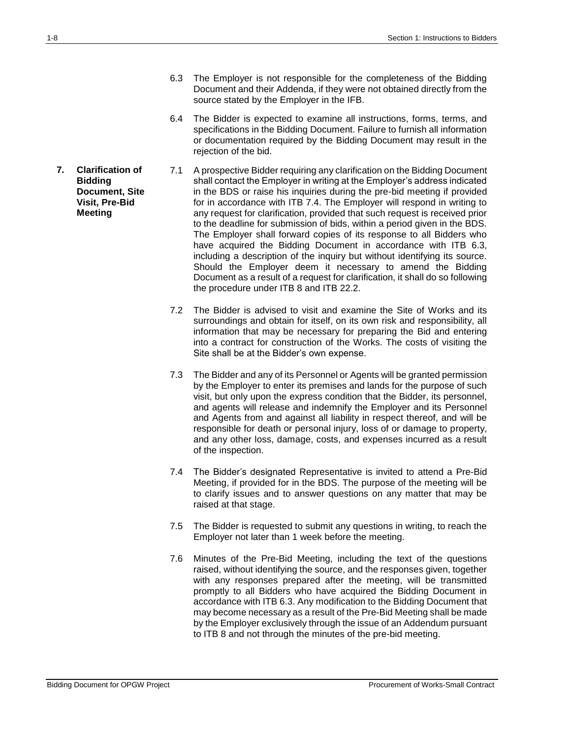6.3 The Employer is not responsible for the completeness of the Bidding Document and their Addenda, if they were not obtained directly from the source stated by the Employer in the IFB.

6.4 The Bidder is expected to examine all instructions, forms, terms, and specifications in the Bidding Document. Failure to furnish all information or documentation required by the Bidding Document may result in the rejection of the bid.

**7. Clarification of Bidding Document, Site Visit, Pre-Bid Meeting**

7.1 A prospective Bidder requiring any clarification on the Bidding Document shall contact the Employer in writing at the Employer's address indicated in the BDS or raise his inquiries during the pre-bid meeting if provided for in accordance with ITB 7.4. The Employer will respond in writing to any request for clarification, provided that such request is received prior to the deadline for submission of bids, within a period given in the BDS. The Employer shall forward copies of its response to all Bidders who have acquired the Bidding Document in accordance with ITB 6.3, including a description of the inquiry but without identifying its source. Should the Employer deem it necessary to amend the Bidding Document as a result of a request for clarification, it shall do so following the procedure under ITB 8 and ITB 22.2.

7.2 The Bidder is advised to visit and examine the Site of Works and its surroundings and obtain for itself, on its own risk and responsibility, all information that may be necessary for preparing the Bid and entering into a contract for construction of the Works. The costs of visiting the Site shall be at the Bidder's own expense.

7.3 The Bidder and any of its Personnel or Agents will be granted permission by the Employer to enter its premises and lands for the purpose of such visit, but only upon the express condition that the Bidder, its personnel, and agents will release and indemnify the Employer and its Personnel and Agents from and against all liability in respect thereof, and will be responsible for death or personal injury, loss of or damage to property, and any other loss, damage, costs, and expenses incurred as a result of the inspection.

7.4 The Bidder's designated Representative is invited to attend a Pre-Bid Meeting, if provided for in the BDS. The purpose of the meeting will be to clarify issues and to answer questions on any matter that may be raised at that stage.

7.5 The Bidder is requested to submit any questions in writing, to reach the Employer not later than 1 week before the meeting.

7.6 Minutes of the Pre-Bid Meeting, including the text of the questions raised, without identifying the source, and the responses given, together with any responses prepared after the meeting, will be transmitted promptly to all Bidders who have acquired the Bidding Document in accordance with ITB 6.3. Any modification to the Bidding Document that may become necessary as a result of the Pre-Bid Meeting shall be made by the Employer exclusively through the issue of an Addendum pursuant to ITB 8 and not through the minutes of the pre-bid meeting.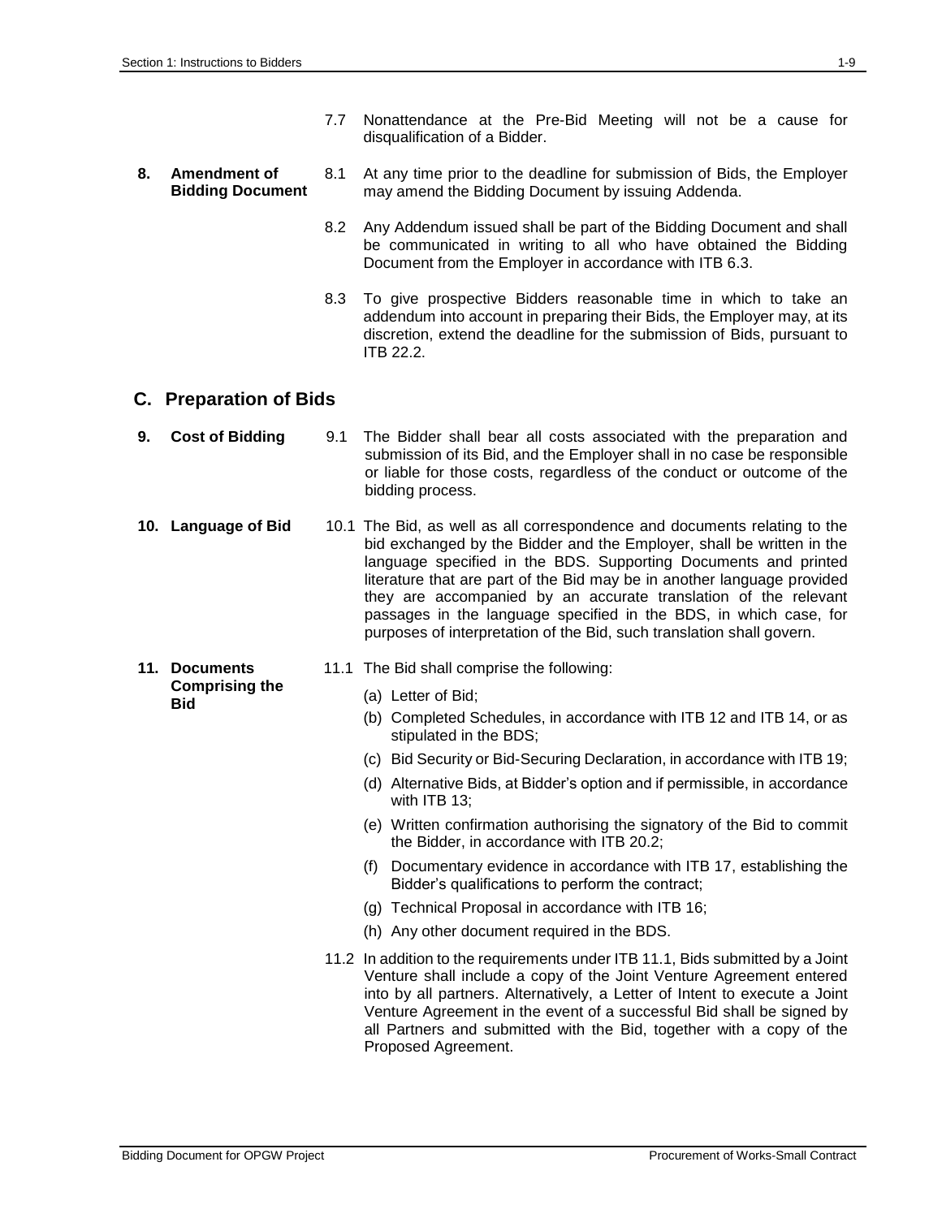7.7 Nonattendance at the Pre-Bid Meeting will not be a cause for disqualification of a Bidder.

**8. Amendment of Bidding Document**

8.1 At any time prior to the deadline for submission of Bids, the Employer may amend the Bidding Document by issuing Addenda.

8.2 Any Addendum issued shall be part of the Bidding Document and shall be communicated in writing to all who have obtained the Bidding Document from the Employer in accordance with ITB 6.3.

8.3 To give prospective Bidders reasonable time in which to take an addendum into account in preparing their Bids, the Employer may, at its discretion, extend the deadline for the submission of Bids, pursuant to ITB 22.2.

## C. Preparation of Bids

**9. Cost of Bidding**

9.1 The Bidder shall bear all costs associated with the preparation and submission of its Bid, and the Employer shall in no case be responsible or liable for those costs, regardless of the conduct or outcome of the bidding process.

**10. Language of Bid**

10.1 The Bid, as well as all correspondence and documents relating to the bid exchanged by the Bidder and the Employer, shall be written in the language specified in the BDS. Supporting Documents and printed literature that are part of the Bid may be in another language provided they are accompanied by an accurate translation of the relevant passages in the language specified in the BDS, in which case, for purposes of interpretation of the Bid, such translation shall govern.

**11. Documents Comprising the Bid**

11.1 The Bid shall comprise the following:

(a) Letter of Bid;

(b) Completed Schedules, in accordance with ITB 12 and ITB 14, or as stipulated in the BDS;

(c) Bid Security or Bid-Securing Declaration, in accordance with ITB 19;

(d) Alternative Bids, at Bidder's option and if permissible, in accordance with ITB 13;

(e) Written confirmation authorising the signatory of the Bid to commit the Bidder, in accordance with ITB 20.2;

(f) Documentary evidence in accordance with ITB 17, establishing the Bidder's qualifications to perform the contract;

(g) Technical Proposal in accordance with ITB 16;

(h) Any other document required in the BDS.

11.2 In addition to the requirements under ITB 11.1, Bids submitted by a Joint Venture shall include a copy of the Joint Venture Agreement entered into by all partners. Alternatively, a Letter of Intent to execute a Joint Venture Agreement in the event of a successful Bid shall be signed by all Partners and submitted with the Bid, together with a copy of the Proposed Agreement.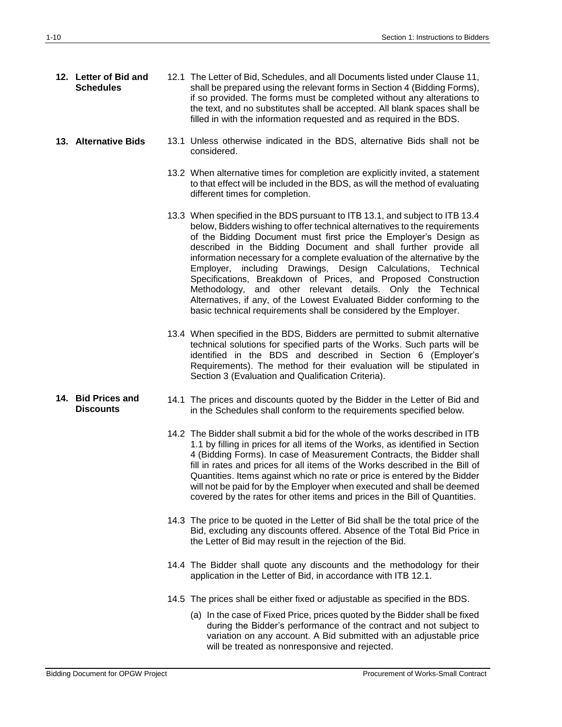**12. Letter of Bid and Schedules**

12.1 The Letter of Bid, Schedules, and all Documents listed under Clause 11, shall be prepared using the relevant forms in Section 4 (Bidding Forms), if so provided. The forms must be completed without any alterations to the text, and no substitutes shall be accepted. All blank spaces shall be filled in with the information requested and as required in the BDS.

**13. Alternative Bids**

13.1 Unless otherwise indicated in the BDS, alternative Bids shall not be considered.

13.2 When alternative times for completion are explicitly invited, a statement to that effect will be included in the BDS, as will the method of evaluating different times for completion.

13.3 When specified in the BDS pursuant to ITB 13.1, and subject to ITB 13.4 below, Bidders wishing to offer technical alternatives to the requirements of the Bidding Document must first price the Employer's Design as described in the Bidding Document and shall further provide all information necessary for a complete evaluation of the alternative by the Employer, including Drawings, Design Calculations, Technical Specifications, Breakdown of Prices, and Proposed Construction Methodology, and other relevant details. Only the Technical Alternatives, if any, of the Lowest Evaluated Bidder conforming to the basic technical requirements shall be considered by the Employer.

13.4 When specified in the BDS, Bidders are permitted to submit alternative technical solutions for specified parts of the Works. Such parts will be identified in the BDS and described in Section 6 (Employer's Requirements). The method for their evaluation will be stipulated in Section 3 (Evaluation and Qualification Criteria).

**14. Bid Prices and Discounts**

14.1 The prices and discounts quoted by the Bidder in the Letter of Bid and in the Schedules shall conform to the requirements specified below.

14.2 The Bidder shall submit a bid for the whole of the works described in ITB 1.1 by filling in prices for all items of the Works, as identified in Section 4 (Bidding Forms). In case of Measurement Contracts, the Bidder shall fill in rates and prices for all items of the Works described in the Bill of Quantities. Items against which no rate or price is entered by the Bidder will not be paid for by the Employer when executed and shall be deemed covered by the rates for other items and prices in the Bill of Quantities.

14.3 The price to be quoted in the Letter of Bid shall be the total price of the Bid, excluding any discounts offered. Absence of the Total Bid Price in the Letter of Bid may result in the rejection of the Bid.

14.4 The Bidder shall quote any discounts and the methodology for their application in the Letter of Bid, in accordance with ITB 12.1.

14.5 The prices shall be either fixed or adjustable as specified in the BDS.

(a) In the case of Fixed Price, prices quoted by the Bidder shall be fixed during the Bidder's performance of the contract and not subject to variation on any account. A Bid submitted with an adjustable price will be treated as nonresponsive and rejected.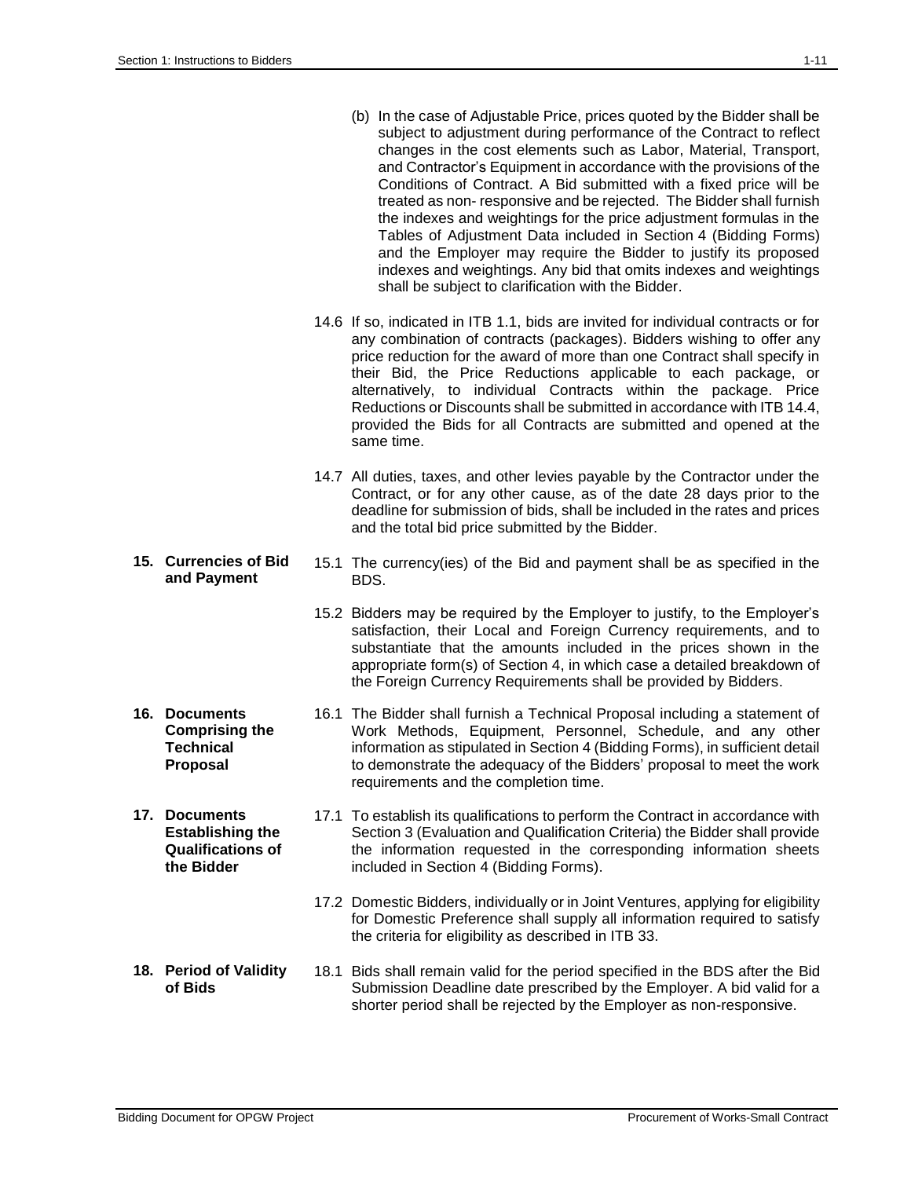(b) In the case of Adjustable Price, prices quoted by the Bidder shall be subject to adjustment during performance of the Contract to reflect changes in the cost elements such as Labor, Material, Transport, and Contractor's Equipment in accordance with the provisions of the Conditions of Contract. A Bid submitted with a fixed price will be treated as non- responsive and be rejected. The Bidder shall furnish the indexes and weightings for the price adjustment formulas in the Tables of Adjustment Data included in Section 4 (Bidding Forms) and the Employer may require the Bidder to justify its proposed indexes and weightings. Any bid that omits indexes and weightings shall be subject to clarification with the Bidder.

14.6 If so, indicated in ITB 1.1, bids are invited for individual contracts or for any combination of contracts (packages). Bidders wishing to offer any price reduction for the award of more than one Contract shall specify in their Bid, the Price Reductions applicable to each package, or alternatively, to individual Contracts within the package. Price Reductions or Discounts shall be submitted in accordance with ITB 14.4, provided the Bids for all Contracts are submitted and opened at the same time.

14.7 All duties, taxes, and other levies payable by the Contractor under the Contract, or for any other cause, as of the date 28 days prior to the deadline for submission of bids, shall be included in the rates and prices and the total bid price submitted by the Bidder.

**15. Currencies of Bid and Payment**

15.1 The currency(ies) of the Bid and payment shall be as specified in the BDS.

15.2 Bidders may be required by the Employer to justify, to the Employer's satisfaction, their Local and Foreign Currency requirements, and to substantiate that the amounts included in the prices shown in the appropriate form(s) of Section 4, in which case a detailed breakdown of the Foreign Currency Requirements shall be provided by Bidders.

**16. Documents Comprising the Technical Proposal**

16.1 The Bidder shall furnish a Technical Proposal including a statement of Work Methods, Equipment, Personnel, Schedule, and any other information as stipulated in Section 4 (Bidding Forms), in sufficient detail to demonstrate the adequacy of the Bidders' proposal to meet the work requirements and the completion time.

**17. Documents Establishing the Qualifications of the Bidder**

17.1 To establish its qualifications to perform the Contract in accordance with Section 3 (Evaluation and Qualification Criteria) the Bidder shall provide the information requested in the corresponding information sheets included in Section 4 (Bidding Forms).

17.2 Domestic Bidders, individually or in Joint Ventures, applying for eligibility for Domestic Preference shall supply all information required to satisfy the criteria for eligibility as described in ITB 33.

**18. Period of Validity of Bids**

18.1 Bids shall remain valid for the period specified in the BDS after the Bid Submission Deadline date prescribed by the Employer. A bid valid for a shorter period shall be rejected by the Employer as non-responsive.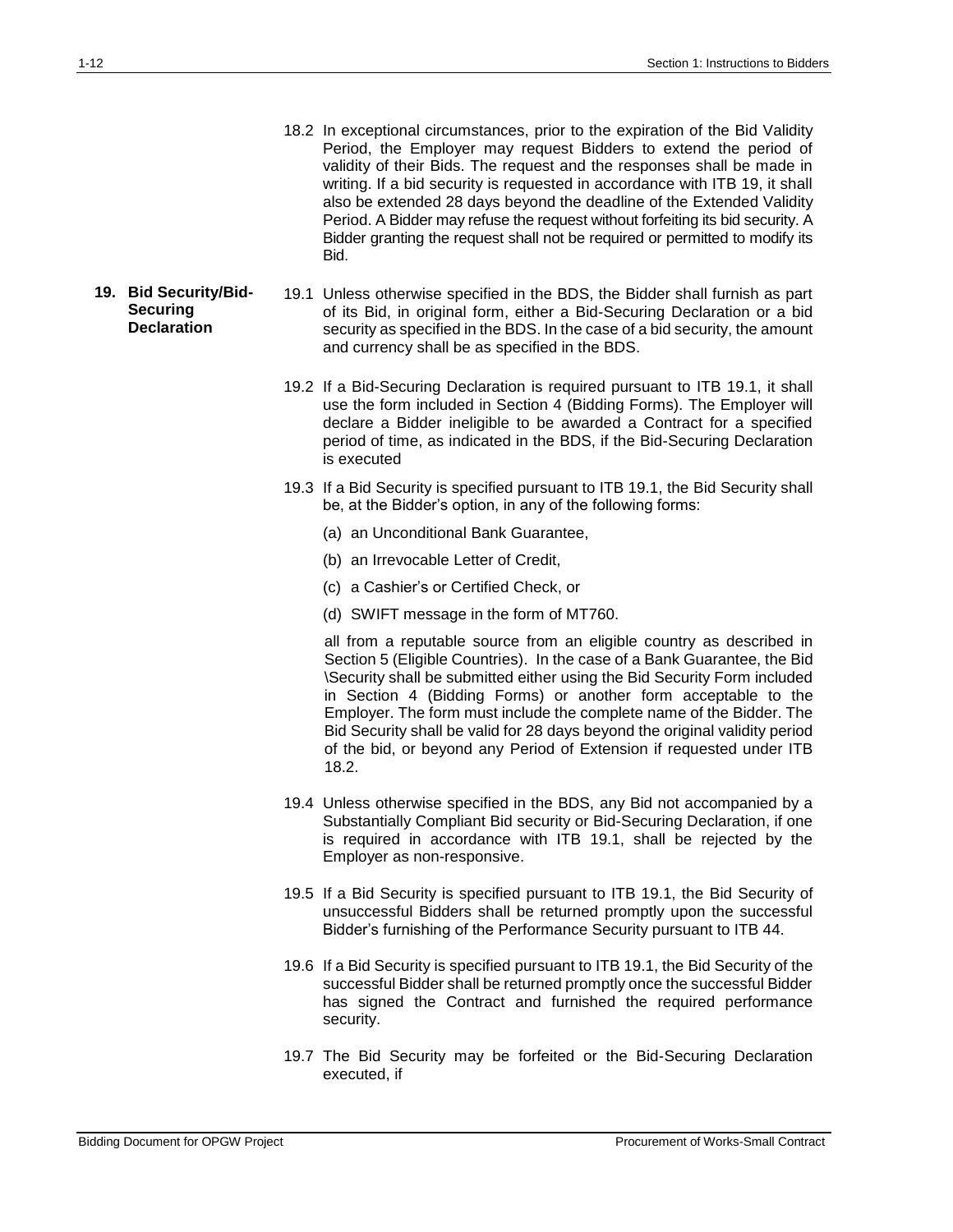18.2 In exceptional circumstances, prior to the expiration of the Bid Validity Period, the Employer may request Bidders to extend the period of validity of their Bids. The request and the responses shall be made in writing. If a bid security is requested in accordance with ITB 19, it shall also be extended 28 days beyond the deadline of the Extended Validity Period. A Bidder may refuse the request without forfeiting its bid security. A Bidder granting the request shall not be required or permitted to modify its Bid.

**19. Bid Security/Bid-Securing Declaration**

19.1 Unless otherwise specified in the BDS, the Bidder shall furnish as part of its Bid, in original form, either a Bid-Securing Declaration or a bid security as specified in the BDS. In the case of a bid security, the amount and currency shall be as specified in the BDS.

19.2 If a Bid-Securing Declaration is required pursuant to ITB 19.1, it shall use the form included in Section 4 (Bidding Forms). The Employer will declare a Bidder ineligible to be awarded a Contract for a specified period of time, as indicated in the BDS, if the Bid-Securing Declaration is executed

19.3 If a Bid Security is specified pursuant to ITB 19.1, the Bid Security shall be, at the Bidder's option, in any of the following forms:

(a) an Unconditional Bank Guarantee,

(b) an Irrevocable Letter of Credit,

(c) a Cashier's or Certified Check, or

(d) SWIFT message in the form of MT760.

all from a reputable source from an eligible country as described in Section 5 (Eligible Countries). In the case of a Bank Guarantee, the Bid \Security shall be submitted either using the Bid Security Form included in Section 4 (Bidding Forms) or another form acceptable to the Employer. The form must include the complete name of the Bidder. The Bid Security shall be valid for 28 days beyond the original validity period of the bid, or beyond any Period of Extension if requested under ITB 18.2.

19.4 Unless otherwise specified in the BDS, any Bid not accompanied by a Substantially Compliant Bid security or Bid-Securing Declaration, if one is required in accordance with ITB 19.1, shall be rejected by the Employer as non-responsive.

19.5 If a Bid Security is specified pursuant to ITB 19.1, the Bid Security of unsuccessful Bidders shall be returned promptly upon the successful Bidder's furnishing of the Performance Security pursuant to ITB 44.

19.6 If a Bid Security is specified pursuant to ITB 19.1, the Bid Security of the successful Bidder shall be returned promptly once the successful Bidder has signed the Contract and furnished the required performance security.

19.7 The Bid Security may be forfeited or the Bid-Securing Declaration executed, if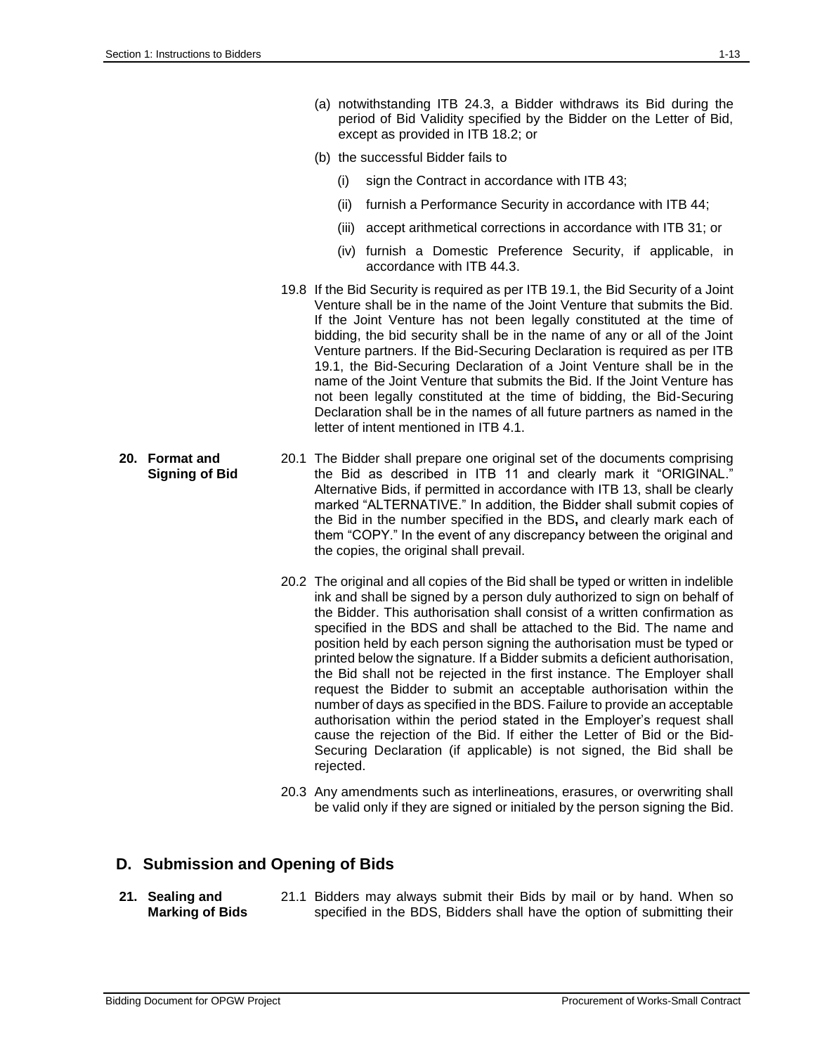(a) notwithstanding ITB 24.3, a Bidder withdraws its Bid during the period of Bid Validity specified by the Bidder on the Letter of Bid, except as provided in ITB 18.2; or

(b) the successful Bidder fails to

(i) sign the Contract in accordance with ITB 43;

(ii) furnish a Performance Security in accordance with ITB 44;

(iii) accept arithmetical corrections in accordance with ITB 31; or

(iv) furnish a Domestic Preference Security, if applicable, in accordance with ITB 44.3.

19.8 If the Bid Security is required as per ITB 19.1, the Bid Security of a Joint Venture shall be in the name of the Joint Venture that submits the Bid. If the Joint Venture has not been legally constituted at the time of bidding, the bid security shall be in the name of any or all of the Joint Venture partners. If the Bid-Securing Declaration is required as per ITB 19.1, the Bid-Securing Declaration of a Joint Venture shall be in the name of the Joint Venture that submits the Bid. If the Joint Venture has not been legally constituted at the time of bidding, the Bid-Securing Declaration shall be in the names of all future partners as named in the letter of intent mentioned in ITB 4.1.

**20. Format and Signing of Bid**

20.1 The Bidder shall prepare one original set of the documents comprising the Bid as described in ITB 11 and clearly mark it "ORIGINAL." Alternative Bids, if permitted in accordance with ITB 13, shall be clearly marked "ALTERNATIVE." In addition, the Bidder shall submit copies of the Bid in the number specified in the BDS**,** and clearly mark each of them "COPY." In the event of any discrepancy between the original and the copies, the original shall prevail.

20.2 The original and all copies of the Bid shall be typed or written in indelible ink and shall be signed by a person duly authorized to sign on behalf of the Bidder. This authorisation shall consist of a written confirmation as specified in the BDS and shall be attached to the Bid. The name and position held by each person signing the authorisation must be typed or printed below the signature. If a Bidder submits a deficient authorisation, the Bid shall not be rejected in the first instance. The Employer shall request the Bidder to submit an acceptable authorisation within the number of days as specified in the BDS. Failure to provide an acceptable authorisation within the period stated in the Employer's request shall cause the rejection of the Bid. If either the Letter of Bid or the Bid-Securing Declaration (if applicable) is not signed, the Bid shall be rejected.

20.3 Any amendments such as interlineations, erasures, or overwriting shall be valid only if they are signed or initialed by the person signing the Bid.

## D. Submission and Opening of Bids

**21. Sealing and Marking of Bids**

21.1 Bidders may always submit their Bids by mail or by hand. When so specified in the BDS, Bidders shall have the option of submitting their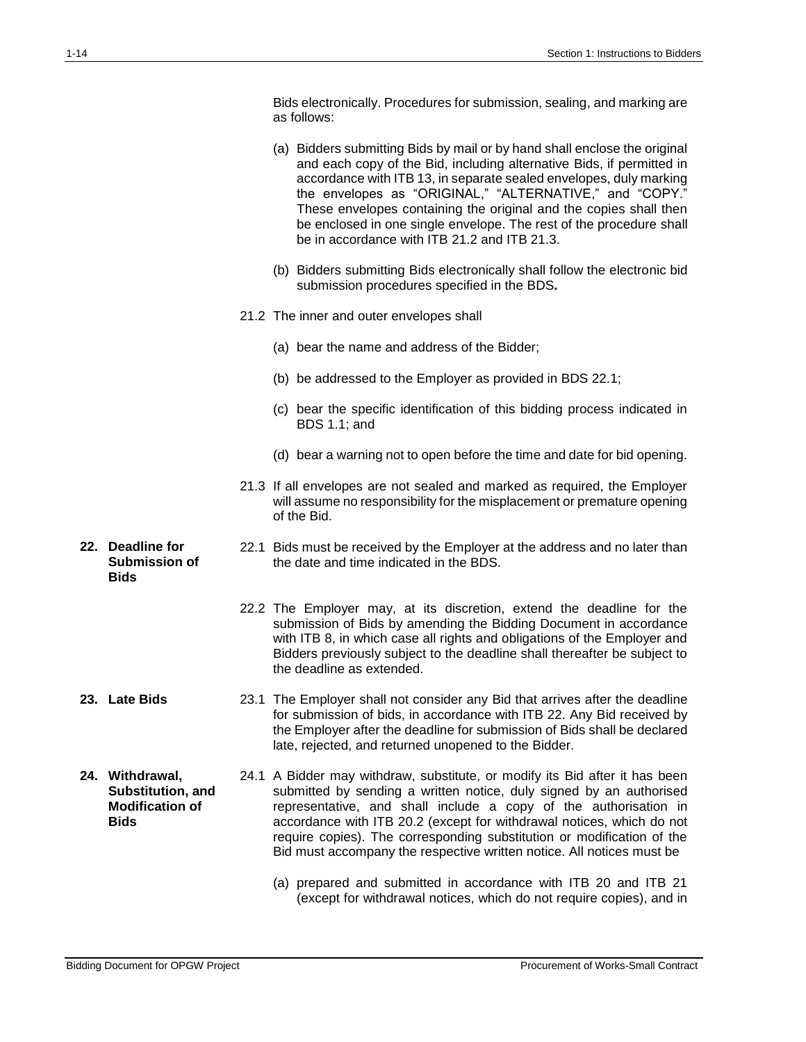Bids electronically. Procedures for submission, sealing, and marking are as follows:

(a) Bidders submitting Bids by mail or by hand shall enclose the original and each copy of the Bid, including alternative Bids, if permitted in accordance with ITB 13, in separate sealed envelopes, duly marking the envelopes as "ORIGINAL," "ALTERNATIVE," and "COPY." These envelopes containing the original and the copies shall then be enclosed in one single envelope. The rest of the procedure shall be in accordance with ITB 21.2 and ITB 21.3.

(b) Bidders submitting Bids electronically shall follow the electronic bid submission procedures specified in the BDS**.**

21.2 The inner and outer envelopes shall

(a) bear the name and address of the Bidder;

(b) be addressed to the Employer as provided in BDS 22.1;

(c) bear the specific identification of this bidding process indicated in BDS 1.1; and

(d) bear a warning not to open before the time and date for bid opening.

21.3 If all envelopes are not sealed and marked as required, the Employer will assume no responsibility for the misplacement or premature opening of the Bid.

**22. Deadline for Submission of Bids**

22.1 Bids must be received by the Employer at the address and no later than the date and time indicated in the BDS.

22.2 The Employer may, at its discretion, extend the deadline for the submission of Bids by amending the Bidding Document in accordance with ITB 8, in which case all rights and obligations of the Employer and Bidders previously subject to the deadline shall thereafter be subject to the deadline as extended.

**23. Late Bids**

23.1 The Employer shall not consider any Bid that arrives after the deadline for submission of bids, in accordance with ITB 22. Any Bid received by the Employer after the deadline for submission of Bids shall be declared late, rejected, and returned unopened to the Bidder.

**24. Withdrawal, Substitution, and Modification of Bids**

24.1 A Bidder may withdraw, substitute, or modify its Bid after it has been submitted by sending a written notice, duly signed by an authorised representative, and shall include a copy of the authorisation in accordance with ITB 20.2 (except for withdrawal notices, which do not require copies). The corresponding substitution or modification of the Bid must accompany the respective written notice. All notices must be

(a) prepared and submitted in accordance with ITB 20 and ITB 21 (except for withdrawal notices, which do not require copies), and in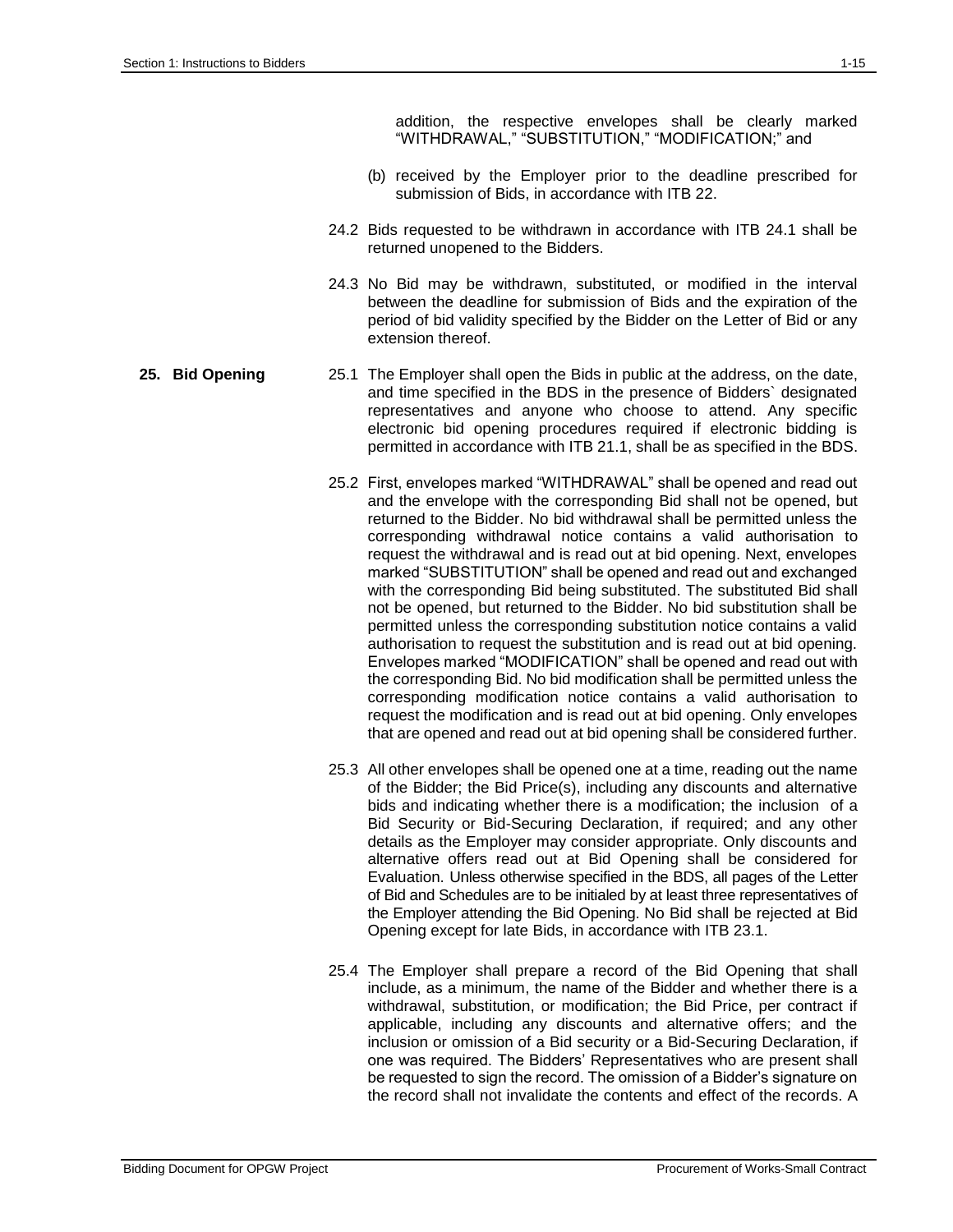addition, the respective envelopes shall be clearly marked "WITHDRAWAL," "SUBSTITUTION," "MODIFICATION;" and

(b) received by the Employer prior to the deadline prescribed for submission of Bids, in accordance with ITB 22.

24.2 Bids requested to be withdrawn in accordance with ITB 24.1 shall be returned unopened to the Bidders.

24.3 No Bid may be withdrawn, substituted, or modified in the interval between the deadline for submission of Bids and the expiration of the period of bid validity specified by the Bidder on the Letter of Bid or any extension thereof.

**25. Bid Opening**

25.1 The Employer shall open the Bids in public at the address, on the date, and time specified in the BDS in the presence of Bidders` designated representatives and anyone who choose to attend. Any specific electronic bid opening procedures required if electronic bidding is permitted in accordance with ITB 21.1, shall be as specified in the BDS.

25.2 First, envelopes marked "WITHDRAWAL" shall be opened and read out and the envelope with the corresponding Bid shall not be opened, but returned to the Bidder. No bid withdrawal shall be permitted unless the corresponding withdrawal notice contains a valid authorisation to request the withdrawal and is read out at bid opening. Next, envelopes marked "SUBSTITUTION" shall be opened and read out and exchanged with the corresponding Bid being substituted. The substituted Bid shall not be opened, but returned to the Bidder. No bid substitution shall be permitted unless the corresponding substitution notice contains a valid authorisation to request the substitution and is read out at bid opening. Envelopes marked "MODIFICATION" shall be opened and read out with the corresponding Bid. No bid modification shall be permitted unless the corresponding modification notice contains a valid authorisation to request the modification and is read out at bid opening. Only envelopes that are opened and read out at bid opening shall be considered further.

25.3 All other envelopes shall be opened one at a time, reading out the name of the Bidder; the Bid Price(s), including any discounts and alternative bids and indicating whether there is a modification; the inclusion of a Bid Security or Bid-Securing Declaration, if required; and any other details as the Employer may consider appropriate. Only discounts and alternative offers read out at Bid Opening shall be considered for Evaluation. Unless otherwise specified in the BDS, all pages of the Letter of Bid and Schedules are to be initialed by at least three representatives of the Employer attending the Bid Opening. No Bid shall be rejected at Bid Opening except for late Bids, in accordance with ITB 23.1.

25.4 The Employer shall prepare a record of the Bid Opening that shall include, as a minimum, the name of the Bidder and whether there is a withdrawal, substitution, or modification; the Bid Price, per contract if applicable, including any discounts and alternative offers; and the inclusion or omission of a Bid security or a Bid-Securing Declaration, if one was required. The Bidders' Representatives who are present shall be requested to sign the record. The omission of a Bidder's signature on the record shall not invalidate the contents and effect of the records. A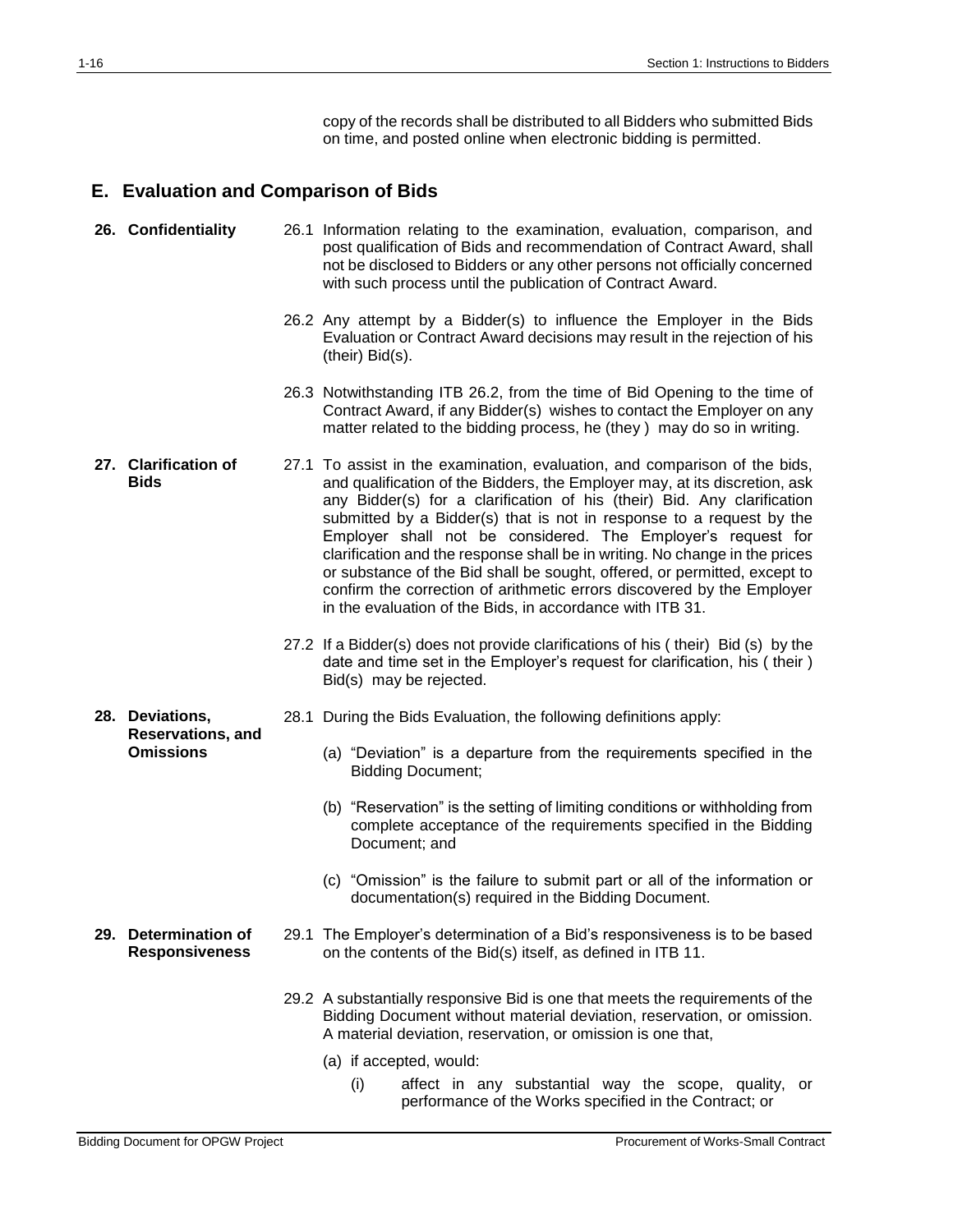copy of the records shall be distributed to all Bidders who submitted Bids on time, and posted online when electronic bidding is permitted.

## E. Evaluation and Comparison of Bids

**26. Confidentiality**

26.1 Information relating to the examination, evaluation, comparison, and post qualification of Bids and recommendation of Contract Award, shall not be disclosed to Bidders or any other persons not officially concerned with such process until the publication of Contract Award.

26.2 Any attempt by a Bidder(s) to influence the Employer in the Bids Evaluation or Contract Award decisions may result in the rejection of his (their) Bid(s).

26.3 Notwithstanding ITB 26.2, from the time of Bid Opening to the time of Contract Award, if any Bidder(s) wishes to contact the Employer on any matter related to the bidding process, he (they ) may do so in writing.

**27. Clarification of Bids**

27.1 To assist in the examination, evaluation, and comparison of the bids, and qualification of the Bidders, the Employer may, at its discretion, ask any Bidder(s) for a clarification of his (their) Bid. Any clarification submitted by a Bidder(s) that is not in response to a request by the Employer shall not be considered. The Employer's request for clarification and the response shall be in writing. No change in the prices or substance of the Bid shall be sought, offered, or permitted, except to confirm the correction of arithmetic errors discovered by the Employer in the evaluation of the Bids, in accordance with ITB 31.

27.2 If a Bidder(s) does not provide clarifications of his ( their) Bid (s) by the date and time set in the Employer's request for clarification, his ( their ) Bid(s) may be rejected.

**28. Deviations, Reservations, and Omissions**

28.1 During the Bids Evaluation, the following definitions apply:

(a) "Deviation" is a departure from the requirements specified in the Bidding Document;

(b) "Reservation" is the setting of limiting conditions or withholding from complete acceptance of the requirements specified in the Bidding Document; and

(c) "Omission" is the failure to submit part or all of the information or documentation(s) required in the Bidding Document.

**29. Determination of Responsiveness**

29.1 The Employer's determination of a Bid's responsiveness is to be based on the contents of the Bid(s) itself, as defined in ITB 11.

29.2 A substantially responsive Bid is one that meets the requirements of the Bidding Document without material deviation, reservation, or omission. A material deviation, reservation, or omission is one that,

(a) if accepted, would:

(i) affect in any substantial way the scope, quality, or performance of the Works specified in the Contract; or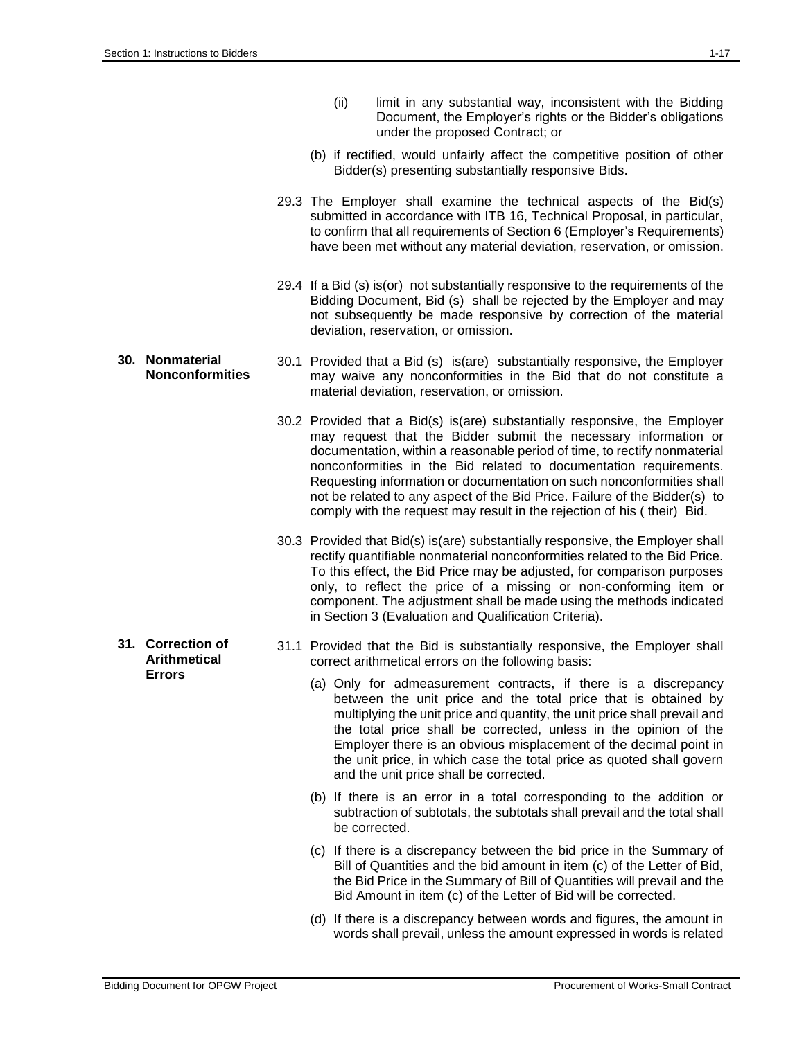(ii) limit in any substantial way, inconsistent with the Bidding Document, the Employer's rights or the Bidder's obligations under the proposed Contract; or

(b) if rectified, would unfairly affect the competitive position of other Bidder(s) presenting substantially responsive Bids.

29.3 The Employer shall examine the technical aspects of the Bid(s) submitted in accordance with ITB 16, Technical Proposal, in particular, to confirm that all requirements of Section 6 (Employer's Requirements) have been met without any material deviation, reservation, or omission.

29.4 If a Bid (s) is(or) not substantially responsive to the requirements of the Bidding Document, Bid (s) shall be rejected by the Employer and may not subsequently be made responsive by correction of the material deviation, reservation, or omission.

## 30. Nonmaterial Nonconformities

30.1 Provided that a Bid (s) is(are) substantially responsive, the Employer may waive any nonconformities in the Bid that do not constitute a material deviation, reservation, or omission.

30.2 Provided that a Bid(s) is(are) substantially responsive, the Employer may request that the Bidder submit the necessary information or documentation, within a reasonable period of time, to rectify nonmaterial nonconformities in the Bid related to documentation requirements. Requesting information or documentation on such nonconformities shall not be related to any aspect of the Bid Price. Failure of the Bidder(s) to comply with the request may result in the rejection of his ( their) Bid.

30.3 Provided that Bid(s) is(are) substantially responsive, the Employer shall rectify quantifiable nonmaterial nonconformities related to the Bid Price. To this effect, the Bid Price may be adjusted, for comparison purposes only, to reflect the price of a missing or non-conforming item or component. The adjustment shall be made using the methods indicated in Section 3 (Evaluation and Qualification Criteria).

## 31. Correction of Arithmetical Errors

31.1 Provided that the Bid is substantially responsive, the Employer shall correct arithmetical errors on the following basis:

(a) Only for admeasurement contracts, if there is a discrepancy between the unit price and the total price that is obtained by multiplying the unit price and quantity, the unit price shall prevail and the total price shall be corrected, unless in the opinion of the Employer there is an obvious misplacement of the decimal point in the unit price, in which case the total price as quoted shall govern and the unit price shall be corrected.

(b) If there is an error in a total corresponding to the addition or subtraction of subtotals, the subtotals shall prevail and the total shall be corrected.

(c) If there is a discrepancy between the bid price in the Summary of Bill of Quantities and the bid amount in item (c) of the Letter of Bid, the Bid Price in the Summary of Bill of Quantities will prevail and the Bid Amount in item (c) of the Letter of Bid will be corrected.

(d) If there is a discrepancy between words and figures, the amount in words shall prevail, unless the amount expressed in words is related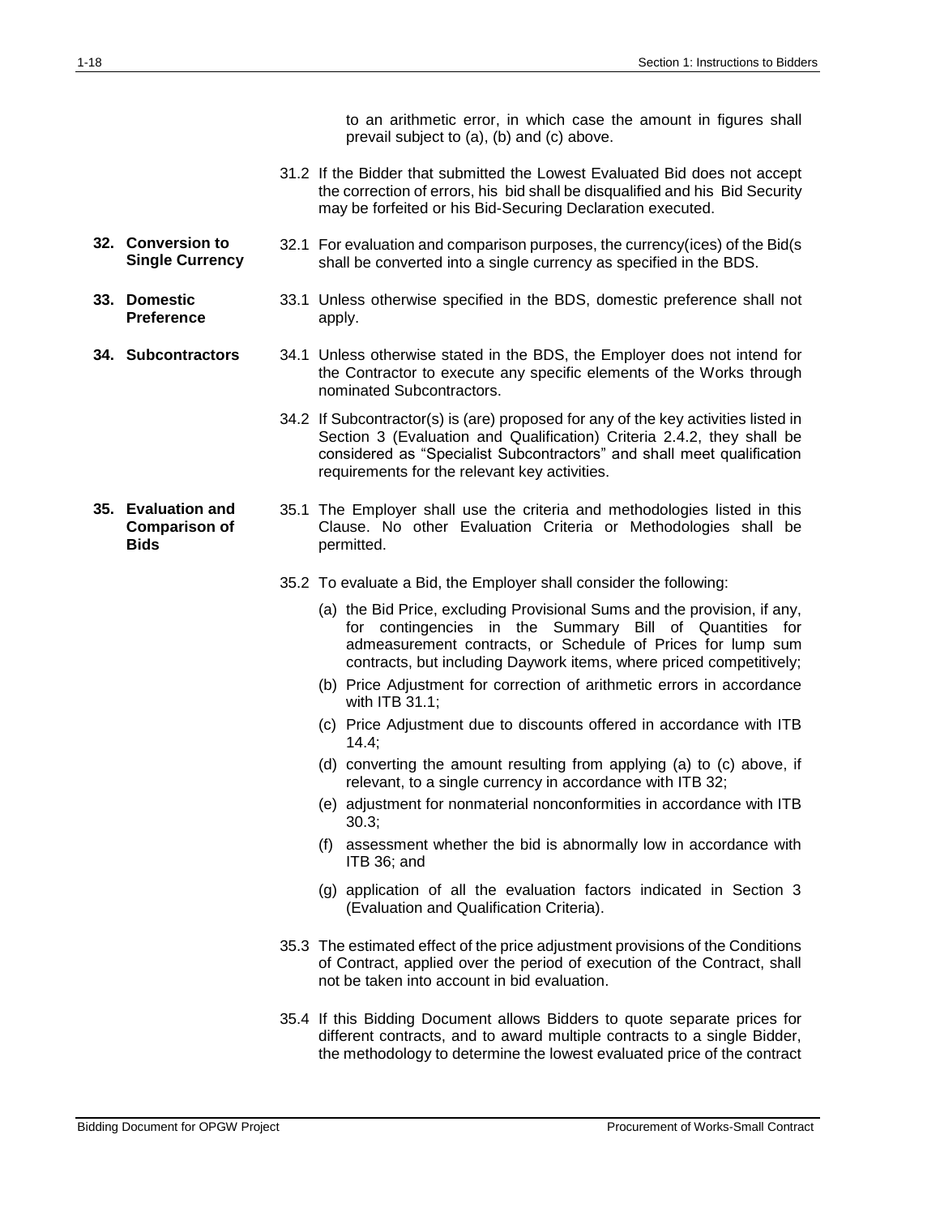to an arithmetic error, in which case the amount in figures shall prevail subject to (a), (b) and (c) above.

31.2 If the Bidder that submitted the Lowest Evaluated Bid does not accept the correction of errors, his bid shall be disqualified and his Bid Security may be forfeited or his Bid-Securing Declaration executed.

**32. Conversion to Single Currency**

32.1 For evaluation and comparison purposes, the currency(ices) of the Bid(s shall be converted into a single currency as specified in the BDS.

**33. Domestic Preference**

33.1 Unless otherwise specified in the BDS, domestic preference shall not apply.

**34. Subcontractors**

34.1 Unless otherwise stated in the BDS, the Employer does not intend for the Contractor to execute any specific elements of the Works through nominated Subcontractors.

34.2 If Subcontractor(s) is (are) proposed for any of the key activities listed in Section 3 (Evaluation and Qualification) Criteria 2.4.2, they shall be considered as "Specialist Subcontractors" and shall meet qualification requirements for the relevant key activities.

**35. Evaluation and Comparison of Bids**

35.1 The Employer shall use the criteria and methodologies listed in this Clause. No other Evaluation Criteria or Methodologies shall be permitted.

35.2 To evaluate a Bid, the Employer shall consider the following:

(a) the Bid Price, excluding Provisional Sums and the provision, if any, for contingencies in the Summary Bill of Quantities for admeasurement contracts, or Schedule of Prices for lump sum contracts, but including Daywork items, where priced competitively;

(b) Price Adjustment for correction of arithmetic errors in accordance with ITB 31.1;

(c) Price Adjustment due to discounts offered in accordance with ITB 14.4;

(d) converting the amount resulting from applying (a) to (c) above, if relevant, to a single currency in accordance with ITB 32;

(e) adjustment for nonmaterial nonconformities in accordance with ITB 30.3;

(f) assessment whether the bid is abnormally low in accordance with ITB 36; and

(g) application of all the evaluation factors indicated in Section 3 (Evaluation and Qualification Criteria).

35.3 The estimated effect of the price adjustment provisions of the Conditions of Contract, applied over the period of execution of the Contract, shall not be taken into account in bid evaluation.

35.4 If this Bidding Document allows Bidders to quote separate prices for different contracts, and to award multiple contracts to a single Bidder, the methodology to determine the lowest evaluated price of the contract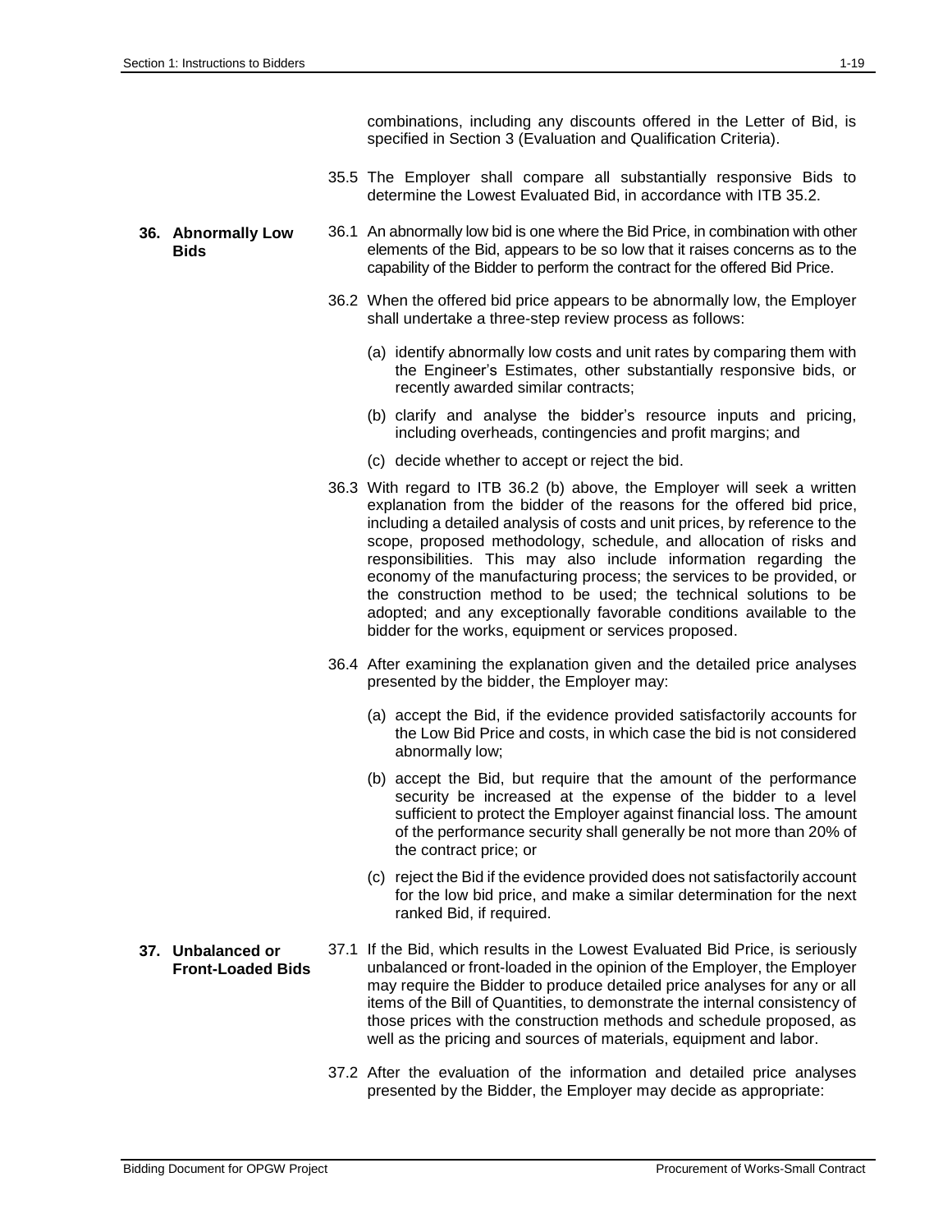combinations, including any discounts offered in the Letter of Bid, is specified in Section 3 (Evaluation and Qualification Criteria).

35.5 The Employer shall compare all substantially responsive Bids to determine the Lowest Evaluated Bid, in accordance with ITB 35.2.

## 36. Abnormally Low Bids

36.1 An abnormally low bid is one where the Bid Price, in combination with other elements of the Bid, appears to be so low that it raises concerns as to the capability of the Bidder to perform the contract for the offered Bid Price.

36.2 When the offered bid price appears to be abnormally low, the Employer shall undertake a three-step review process as follows:

(a) identify abnormally low costs and unit rates by comparing them with the Engineer's Estimates, other substantially responsive bids, or recently awarded similar contracts;

(b) clarify and analyse the bidder's resource inputs and pricing, including overheads, contingencies and profit margins; and

(c) decide whether to accept or reject the bid.

36.3 With regard to ITB 36.2 (b) above, the Employer will seek a written explanation from the bidder of the reasons for the offered bid price, including a detailed analysis of costs and unit prices, by reference to the scope, proposed methodology, schedule, and allocation of risks and responsibilities. This may also include information regarding the economy of the manufacturing process; the services to be provided, or the construction method to be used; the technical solutions to be adopted; and any exceptionally favorable conditions available to the bidder for the works, equipment or services proposed.

36.4 After examining the explanation given and the detailed price analyses presented by the bidder, the Employer may:

(a) accept the Bid, if the evidence provided satisfactorily accounts for the Low Bid Price and costs, in which case the bid is not considered abnormally low;

(b) accept the Bid, but require that the amount of the performance security be increased at the expense of the bidder to a level sufficient to protect the Employer against financial loss. The amount of the performance security shall generally be not more than 20% of the contract price; or

(c) reject the Bid if the evidence provided does not satisfactorily account for the low bid price, and make a similar determination for the next ranked Bid, if required.

## 37. Unbalanced or Front-Loaded Bids

37.1 If the Bid, which results in the Lowest Evaluated Bid Price, is seriously unbalanced or front-loaded in the opinion of the Employer, the Employer may require the Bidder to produce detailed price analyses for any or all items of the Bill of Quantities, to demonstrate the internal consistency of those prices with the construction methods and schedule proposed, as well as the pricing and sources of materials, equipment and labor.

37.2 After the evaluation of the information and detailed price analyses presented by the Bidder, the Employer may decide as appropriate: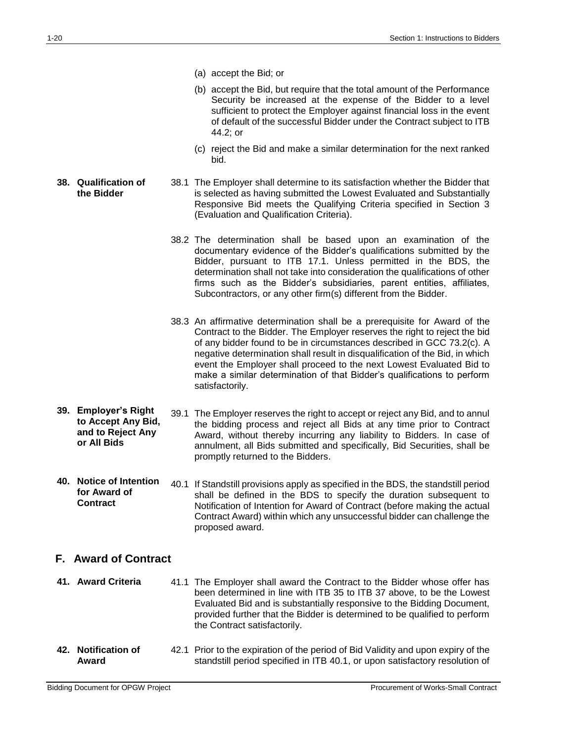(a) accept the Bid; or

(b) accept the Bid, but require that the total amount of the Performance Security be increased at the expense of the Bidder to a level sufficient to protect the Employer against financial loss in the event of default of the successful Bidder under the Contract subject to ITB 44.2; or

(c) reject the Bid and make a similar determination for the next ranked bid.

**38. Qualification of the Bidder**

38.1 The Employer shall determine to its satisfaction whether the Bidder that is selected as having submitted the Lowest Evaluated and Substantially Responsive Bid meets the Qualifying Criteria specified in Section 3 (Evaluation and Qualification Criteria).

38.2 The determination shall be based upon an examination of the documentary evidence of the Bidder's qualifications submitted by the Bidder, pursuant to ITB 17.1. Unless permitted in the BDS, the determination shall not take into consideration the qualifications of other firms such as the Bidder's subsidiaries, parent entities, affiliates, Subcontractors, or any other firm(s) different from the Bidder.

38.3 An affirmative determination shall be a prerequisite for Award of the Contract to the Bidder. The Employer reserves the right to reject the bid of any bidder found to be in circumstances described in GCC 73.2(c). A negative determination shall result in disqualification of the Bid, in which event the Employer shall proceed to the next Lowest Evaluated Bid to make a similar determination of that Bidder's qualifications to perform satisfactorily.

**39. Employer's Right to Accept Any Bid, and to Reject Any or All Bids**

39.1 The Employer reserves the right to accept or reject any Bid, and to annul the bidding process and reject all Bids at any time prior to Contract Award, without thereby incurring any liability to Bidders. In case of annulment, all Bids submitted and specifically, Bid Securities, shall be promptly returned to the Bidders.

**40. Notice of Intention for Award of Contract**

40.1 If Standstill provisions apply as specified in the BDS, the standstill period shall be defined in the BDS to specify the duration subsequent to Notification of Intention for Award of Contract (before making the actual Contract Award) within which any unsuccessful bidder can challenge the proposed award.

## F. Award of Contract

**41. Award Criteria**

41.1 The Employer shall award the Contract to the Bidder whose offer has been determined in line with ITB 35 to ITB 37 above, to be the Lowest Evaluated Bid and is substantially responsive to the Bidding Document, provided further that the Bidder is determined to be qualified to perform the Contract satisfactorily.

**42. Notification of Award**

42.1 Prior to the expiration of the period of Bid Validity and upon expiry of the standstill period specified in ITB 40.1, or upon satisfactory resolution of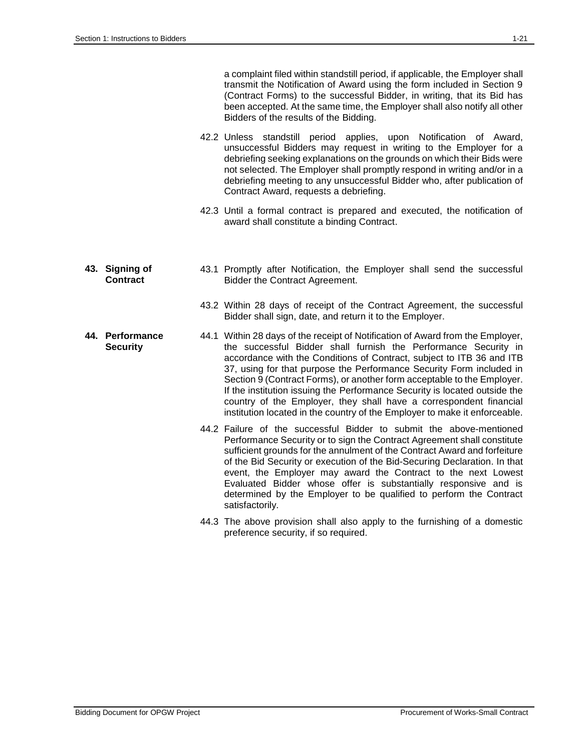a complaint filed within standstill period, if applicable, the Employer shall transmit the Notification of Award using the form included in Section 9 (Contract Forms) to the successful Bidder, in writing, that its Bid has been accepted. At the same time, the Employer shall also notify all other Bidders of the results of the Bidding.

42.2 Unless standstill period applies, upon Notification of Award, unsuccessful Bidders may request in writing to the Employer for a debriefing seeking explanations on the grounds on which their Bids were not selected. The Employer shall promptly respond in writing and/or in a debriefing meeting to any unsuccessful Bidder who, after publication of Contract Award, requests a debriefing.

42.3 Until a formal contract is prepared and executed, the notification of award shall constitute a binding Contract.

**43. Signing of Contract**

43.1 Promptly after Notification, the Employer shall send the successful Bidder the Contract Agreement.

43.2 Within 28 days of receipt of the Contract Agreement, the successful Bidder shall sign, date, and return it to the Employer.

**44. Performance Security**

44.1 Within 28 days of the receipt of Notification of Award from the Employer, the successful Bidder shall furnish the Performance Security in accordance with the Conditions of Contract, subject to ITB 36 and ITB 37, using for that purpose the Performance Security Form included in Section 9 (Contract Forms), or another form acceptable to the Employer. If the institution issuing the Performance Security is located outside the country of the Employer, they shall have a correspondent financial institution located in the country of the Employer to make it enforceable.

44.2 Failure of the successful Bidder to submit the above-mentioned Performance Security or to sign the Contract Agreement shall constitute sufficient grounds for the annulment of the Contract Award and forfeiture of the Bid Security or execution of the Bid-Securing Declaration. In that event, the Employer may award the Contract to the next Lowest Evaluated Bidder whose offer is substantially responsive and is determined by the Employer to be qualified to perform the Contract satisfactorily.

44.3 The above provision shall also apply to the furnishing of a domestic preference security, if so required.